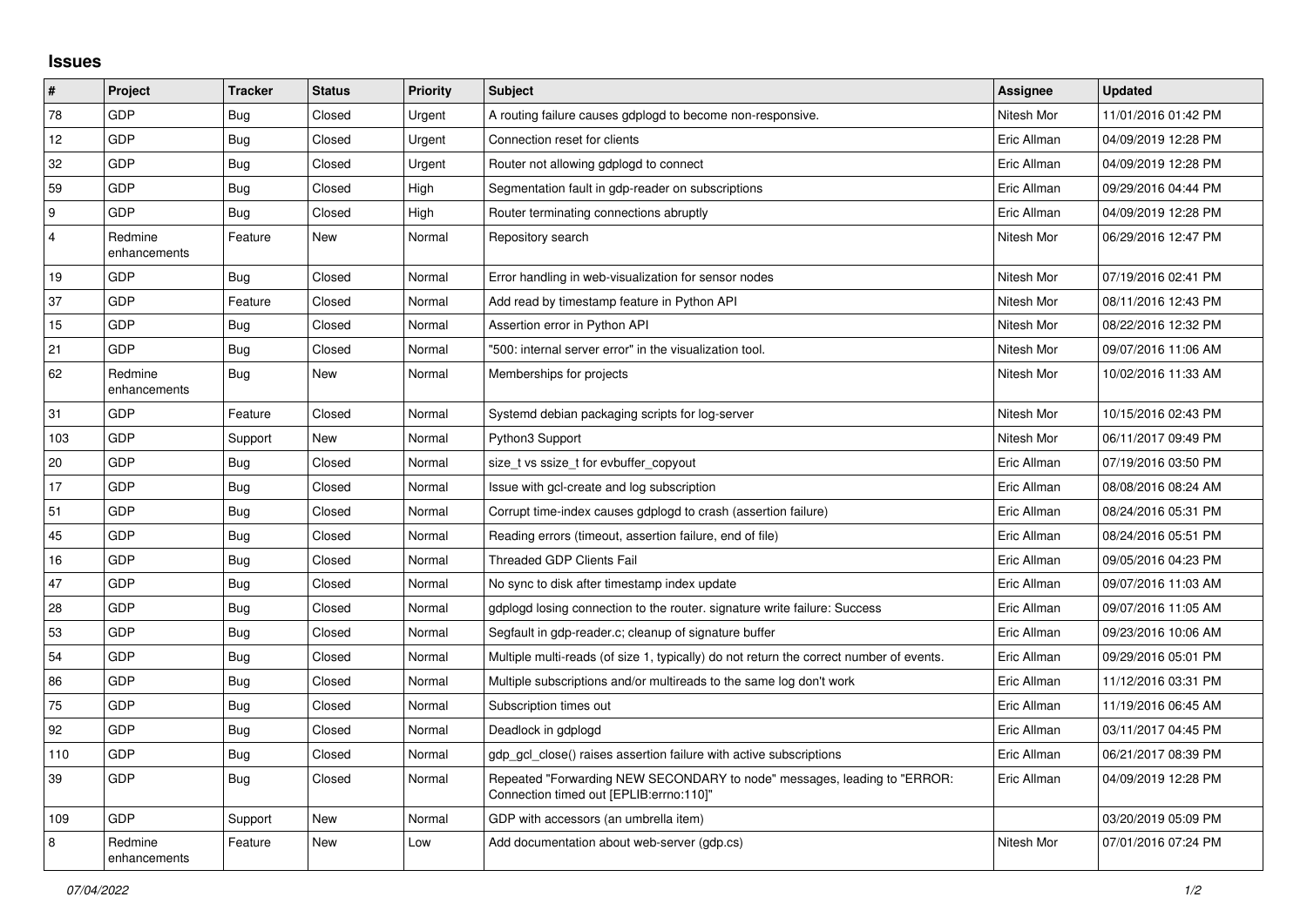## Issues

| # | Project | Tracker | Status | Priority | Subject | Assignee | Updated |
|---|---|---|---|---|---|---|---|
| 78 | GDP | Bug | Closed | Urgent | A routing failure causes gdplogd to become non-responsive. | Nitesh Mor | 11/01/2016 01:42 PM |
| 12 | GDP | Bug | Closed | Urgent | Connection reset for clients | Eric Allman | 04/09/2019 12:28 PM |
| 32 | GDP | Bug | Closed | Urgent | Router not allowing gdplogd to connect | Eric Allman | 04/09/2019 12:28 PM |
| 59 | GDP | Bug | Closed | High | Segmentation fault in gdp-reader on subscriptions | Eric Allman | 09/29/2016 04:44 PM |
| 9 | GDP | Bug | Closed | High | Router terminating connections abruptly | Eric Allman | 04/09/2019 12:28 PM |
| 4 | Redmine enhancements | Feature | New | Normal | Repository search | Nitesh Mor | 06/29/2016 12:47 PM |
| 19 | GDP | Bug | Closed | Normal | Error handling in web-visualization for sensor nodes | Nitesh Mor | 07/19/2016 02:41 PM |
| 37 | GDP | Feature | Closed | Normal | Add read by timestamp feature in Python API | Nitesh Mor | 08/11/2016 12:43 PM |
| 15 | GDP | Bug | Closed | Normal | Assertion error in Python API | Nitesh Mor | 08/22/2016 12:32 PM |
| 21 | GDP | Bug | Closed | Normal | "500: internal server error" in the visualization tool. | Nitesh Mor | 09/07/2016 11:06 AM |
| 62 | Redmine enhancements | Bug | New | Normal | Memberships for projects | Nitesh Mor | 10/02/2016 11:33 AM |
| 31 | GDP | Feature | Closed | Normal | Systemd debian packaging scripts for log-server | Nitesh Mor | 10/15/2016 02:43 PM |
| 103 | GDP | Support | New | Normal | Python3 Support | Nitesh Mor | 06/11/2017 09:49 PM |
| 20 | GDP | Bug | Closed | Normal | size_t vs ssize_t for evbuffer_copyout | Eric Allman | 07/19/2016 03:50 PM |
| 17 | GDP | Bug | Closed | Normal | Issue with gcl-create and log subscription | Eric Allman | 08/08/2016 08:24 AM |
| 51 | GDP | Bug | Closed | Normal | Corrupt time-index causes gdplogd to crash (assertion failure) | Eric Allman | 08/24/2016 05:31 PM |
| 45 | GDP | Bug | Closed | Normal | Reading errors (timeout, assertion failure, end of file) | Eric Allman | 08/24/2016 05:51 PM |
| 16 | GDP | Bug | Closed | Normal | Threaded GDP Clients Fail | Eric Allman | 09/05/2016 04:23 PM |
| 47 | GDP | Bug | Closed | Normal | No sync to disk after timestamp index update | Eric Allman | 09/07/2016 11:03 AM |
| 28 | GDP | Bug | Closed | Normal | gdplogd losing connection to the router. signature write failure: Success | Eric Allman | 09/07/2016 11:05 AM |
| 53 | GDP | Bug | Closed | Normal | Segfault in gdp-reader.c; cleanup of signature buffer | Eric Allman | 09/23/2016 10:06 AM |
| 54 | GDP | Bug | Closed | Normal | Multiple multi-reads (of size 1, typically) do not return the correct number of events. | Eric Allman | 09/29/2016 05:01 PM |
| 86 | GDP | Bug | Closed | Normal | Multiple subscriptions and/or multireads to the same log don't work | Eric Allman | 11/12/2016 03:31 PM |
| 75 | GDP | Bug | Closed | Normal | Subscription times out | Eric Allman | 11/19/2016 06:45 AM |
| 92 | GDP | Bug | Closed | Normal | Deadlock in gdplogd | Eric Allman | 03/11/2017 04:45 PM |
| 110 | GDP | Bug | Closed | Normal | gdp_gcl_close() raises assertion failure with active subscriptions | Eric Allman | 06/21/2017 08:39 PM |
| 39 | GDP | Bug | Closed | Normal | Repeated "Forwarding NEW SECONDARY to node" messages, leading to "ERROR: Connection timed out [EPLIB:errno:110]" | Eric Allman | 04/09/2019 12:28 PM |
| 109 | GDP | Support | New | Normal | GDP with accessors (an umbrella item) | | 03/20/2019 05:09 PM |
| 8 | Redmine enhancements | Feature | New | Low | Add documentation about web-server (gdp.cs) | Nitesh Mor | 07/01/2016 07:24 PM |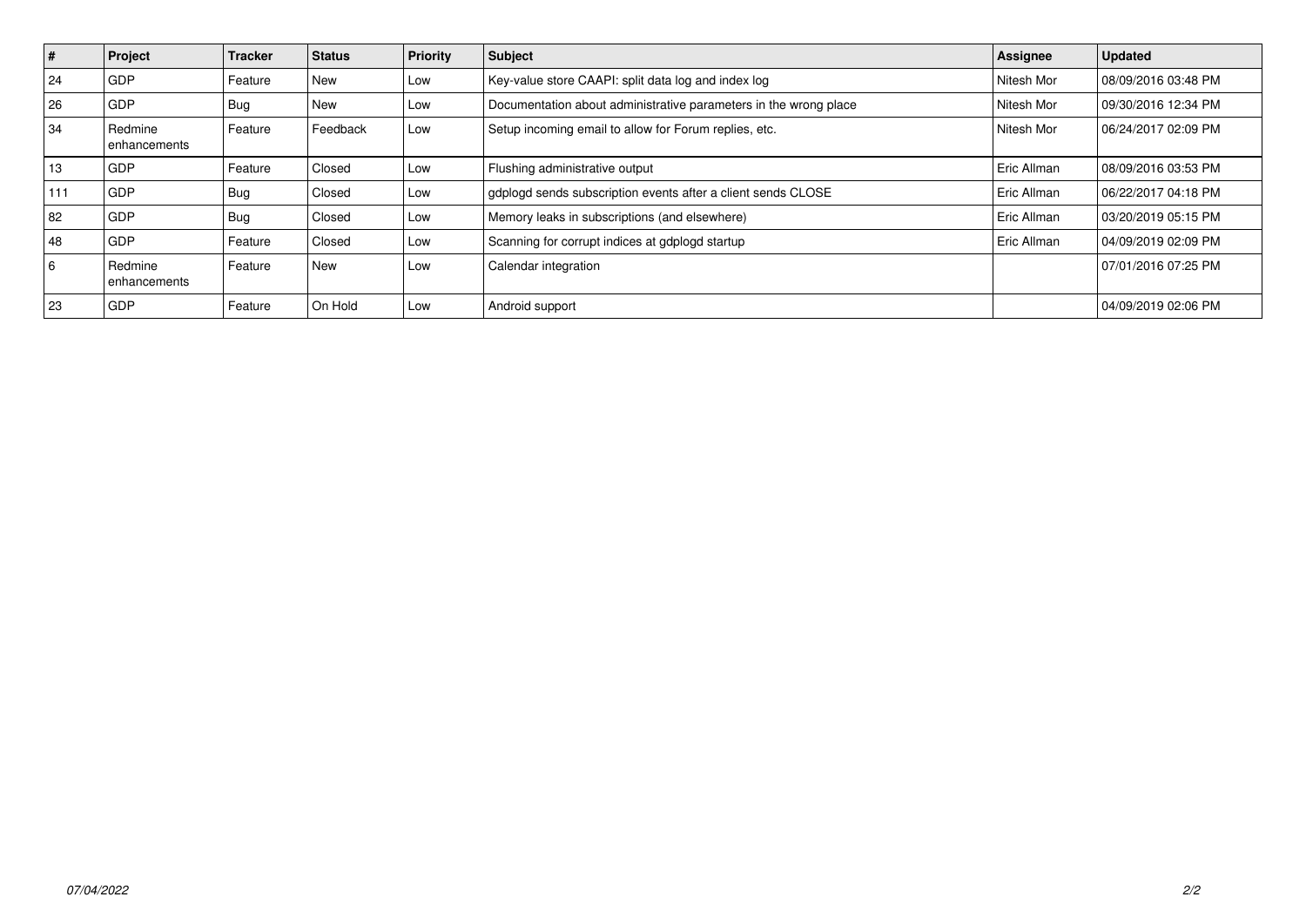| # | Project | Tracker | Status | Priority | Subject | Assignee | Updated |
|---|---|---|---|---|---|---|---|
| 24 | GDP | Feature | New | Low | Key-value store CAAPI: split data log and index log | Nitesh Mor | 08/09/2016 03:48 PM |
| 26 | GDP | Bug | New | Low | Documentation about administrative parameters in the wrong place | Nitesh Mor | 09/30/2016 12:34 PM |
| 34 | Redmine enhancements | Feature | Feedback | Low | Setup incoming email to allow for Forum replies, etc. | Nitesh Mor | 06/24/2017 02:09 PM |
| 13 | GDP | Feature | Closed | Low | Flushing administrative output | Eric Allman | 08/09/2016 03:53 PM |
| 111 | GDP | Bug | Closed | Low | gdplogd sends subscription events after a client sends CLOSE | Eric Allman | 06/22/2017 04:18 PM |
| 82 | GDP | Bug | Closed | Low | Memory leaks in subscriptions (and elsewhere) | Eric Allman | 03/20/2019 05:15 PM |
| 48 | GDP | Feature | Closed | Low | Scanning for corrupt indices at gdplogd startup | Eric Allman | 04/09/2019 02:09 PM |
| 6 | Redmine enhancements | Feature | New | Low | Calendar integration | | 07/01/2016 07:25 PM |
| 23 | GDP | Feature | On Hold | Low | Android support | | 04/09/2019 02:06 PM |